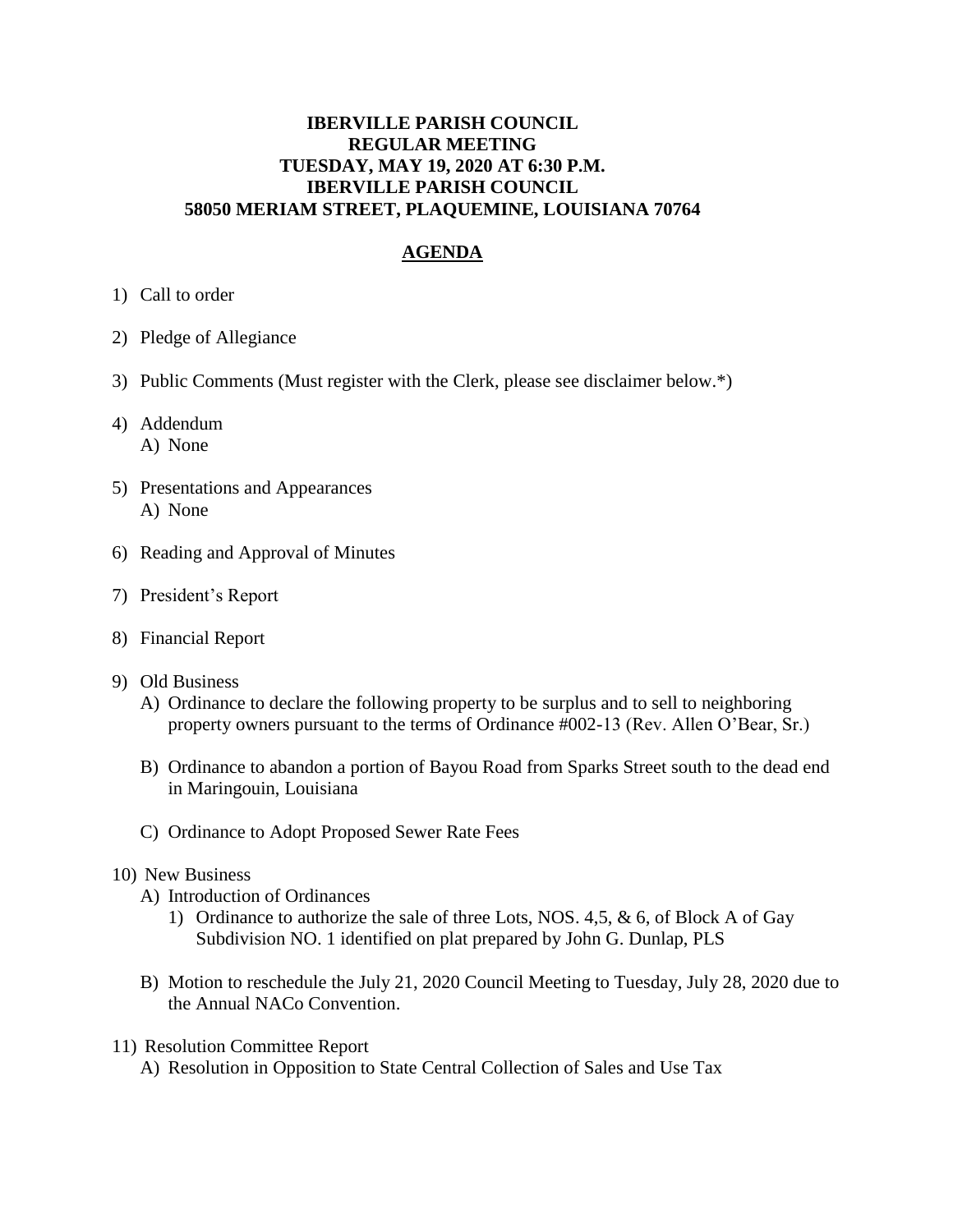**IBERVILLE PARISH COUNCIL**
**REGULAR MEETING**
**TUESDAY, MAY 19, 2020 AT 6:30 P.M.**
**IBERVILLE PARISH COUNCIL**
**58050 MERIAM STREET, PLAQUEMINE, LOUISIANA 70764**

## AGENDA

1) Call to order

2) Pledge of Allegiance

3) Public Comments (Must register with the Clerk, please see disclaimer below.*)

4) Addendum
   A) None

5) Presentations and Appearances
   A) None

6) Reading and Approval of Minutes

7) President's Report

8) Financial Report

9) Old Business
   A) Ordinance to declare the following property to be surplus and to sell to neighboring property owners pursuant to the terms of Ordinance #002-13 (Rev. Allen O'Bear, Sr.)

   B) Ordinance to abandon a portion of Bayou Road from Sparks Street south to the dead end in Maringouin, Louisiana

   C) Ordinance to Adopt Proposed Sewer Rate Fees

10) New Business
   A) Introduction of Ordinances
      1) Ordinance to authorize the sale of three Lots, NOS. 4,5, & 6, of Block A of Gay Subdivision NO. 1 identified on plat prepared by John G. Dunlap, PLS

   B) Motion to reschedule the July 21, 2020 Council Meeting to Tuesday, July 28, 2020 due to the Annual NACo Convention.

11) Resolution Committee Report
   A) Resolution in Opposition to State Central Collection of Sales and Use Tax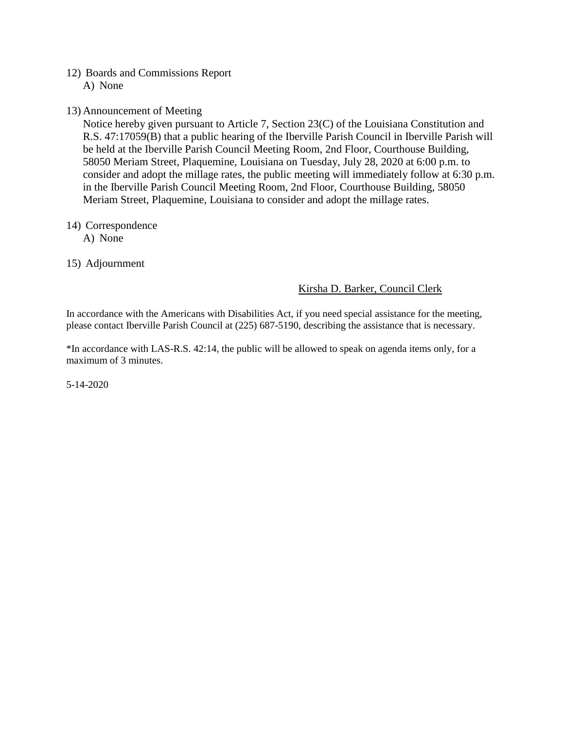12) Boards and Commissions Report
    A) None

13) Announcement of Meeting
    Notice hereby given pursuant to Article 7, Section 23(C) of the Louisiana Constitution and R.S. 47:17059(B) that a public hearing of the Iberville Parish Council in Iberville Parish will be held at the Iberville Parish Council Meeting Room, 2nd Floor, Courthouse Building, 58050 Meriam Street, Plaquemine, Louisiana on Tuesday, July 28, 2020 at 6:00 p.m. to consider and adopt the millage rates, the public meeting will immediately follow at 6:30 p.m. in the Iberville Parish Council Meeting Room, 2nd Floor, Courthouse Building, 58050 Meriam Street, Plaquemine, Louisiana to consider and adopt the millage rates.

14) Correspondence
    A) None

15) Adjournment

Kirsha D. Barker, Council Clerk

In accordance with the Americans with Disabilities Act, if you need special assistance for the meeting, please contact Iberville Parish Council at (225) 687-5190, describing the assistance that is necessary.

*In accordance with LAS-R.S. 42:14, the public will be allowed to speak on agenda items only, for a maximum of 3 minutes.

5-14-2020